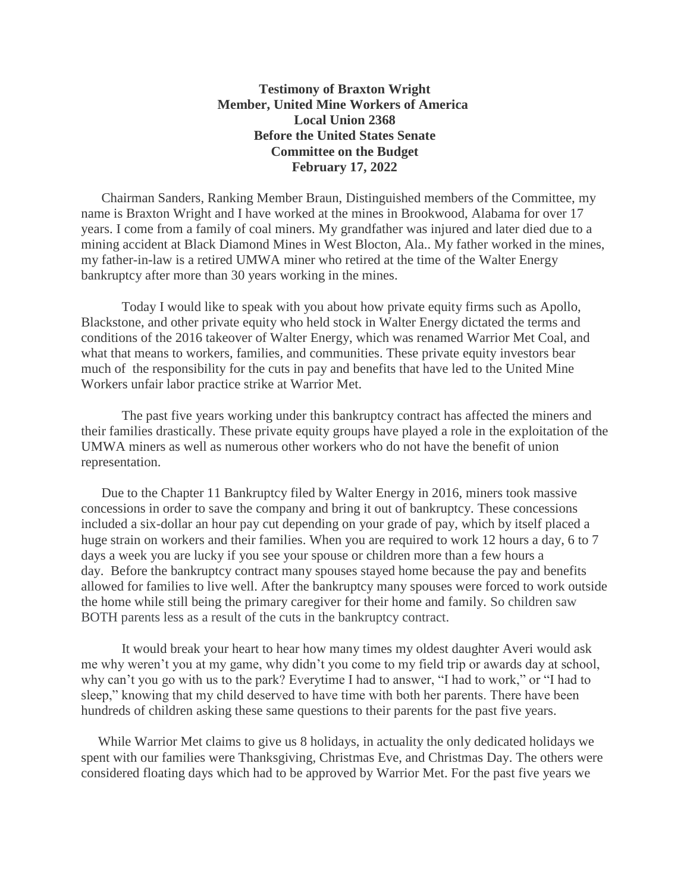**Testimony of Braxton Wright**
**Member, United Mine Workers of America**
**Local Union 2368**
**Before the United States Senate**
**Committee on the Budget**
**February 17, 2022**

Chairman Sanders, Ranking Member Braun, Distinguished members of the Committee, my name is Braxton Wright and I have worked at the mines in Brookwood, Alabama for over 17 years. I come from a family of coal miners. My grandfather was injured and later died due to a mining accident at Black Diamond Mines in West Blocton, Ala.. My father worked in the mines, my father-in-law is a retired UMWA miner who retired at the time of the Walter Energy bankruptcy after more than 30 years working in the mines.

Today I would like to speak with you about how private equity firms such as Apollo, Blackstone, and other private equity who held stock in Walter Energy dictated the terms and conditions of the 2016 takeover of Walter Energy, which was renamed Warrior Met Coal, and what that means to workers, families, and communities. These private equity investors bear much of the responsibility for the cuts in pay and benefits that have led to the United Mine Workers unfair labor practice strike at Warrior Met.

The past five years working under this bankruptcy contract has affected the miners and their families drastically. These private equity groups have played a role in the exploitation of the UMWA miners as well as numerous other workers who do not have the benefit of union representation.

Due to the Chapter 11 Bankruptcy filed by Walter Energy in 2016, miners took massive concessions in order to save the company and bring it out of bankruptcy. These concessions included a six-dollar an hour pay cut depending on your grade of pay, which by itself placed a huge strain on workers and their families. When you are required to work 12 hours a day, 6 to 7 days a week you are lucky if you see your spouse or children more than a few hours a day. Before the bankruptcy contract many spouses stayed home because the pay and benefits allowed for families to live well. After the bankruptcy many spouses were forced to work outside the home while still being the primary caregiver for their home and family. So children saw BOTH parents less as a result of the cuts in the bankruptcy contract.

It would break your heart to hear how many times my oldest daughter Averi would ask me why weren't you at my game, why didn't you come to my field trip or awards day at school, why can't you go with us to the park? Everytime I had to answer, "I had to work," or "I had to sleep," knowing that my child deserved to have time with both her parents. There have been hundreds of children asking these same questions to their parents for the past five years.

While Warrior Met claims to give us 8 holidays, in actuality the only dedicated holidays we spent with our families were Thanksgiving, Christmas Eve, and Christmas Day. The others were considered floating days which had to be approved by Warrior Met. For the past five years we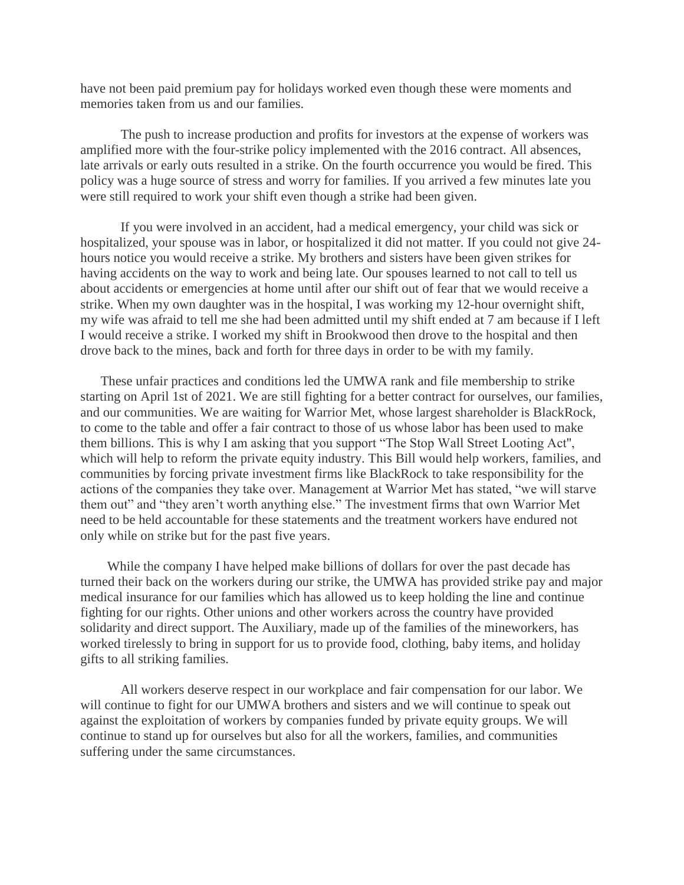have not been paid premium pay for holidays worked even though these were moments and memories taken from us and our families.

The push to increase production and profits for investors at the expense of workers was amplified more with the four-strike policy implemented with the 2016 contract. All absences, late arrivals or early outs resulted in a strike. On the fourth occurrence you would be fired. This policy was a huge source of stress and worry for families. If you arrived a few minutes late you were still required to work your shift even though a strike had been given.

If you were involved in an accident, had a medical emergency, your child was sick or hospitalized, your spouse was in labor, or hospitalized it did not matter. If you could not give 24-hours notice you would receive a strike. My brothers and sisters have been given strikes for having accidents on the way to work and being late. Our spouses learned to not call to tell us about accidents or emergencies at home until after our shift out of fear that we would receive a strike. When my own daughter was in the hospital, I was working my 12-hour overnight shift, my wife was afraid to tell me she had been admitted until my shift ended at 7 am because if I left I would receive a strike. I worked my shift in Brookwood then drove to the hospital and then drove back to the mines, back and forth for three days in order to be with my family.

These unfair practices and conditions led the UMWA rank and file membership to strike starting on April 1st of 2021. We are still fighting for a better contract for ourselves, our families, and our communities. We are waiting for Warrior Met, whose largest shareholder is BlackRock, to come to the table and offer a fair contract to those of us whose labor has been used to make them billions. This is why I am asking that you support "The Stop Wall Street Looting Act", which will help to reform the private equity industry. This Bill would help workers, families, and communities by forcing private investment firms like BlackRock to take responsibility for the actions of the companies they take over. Management at Warrior Met has stated, "we will starve them out" and "they aren't worth anything else." The investment firms that own Warrior Met need to be held accountable for these statements and the treatment workers have endured not only while on strike but for the past five years.

While the company I have helped make billions of dollars for over the past decade has turned their back on the workers during our strike, the UMWA has provided strike pay and major medical insurance for our families which has allowed us to keep holding the line and continue fighting for our rights. Other unions and other workers across the country have provided solidarity and direct support. The Auxiliary, made up of the families of the mineworkers, has worked tirelessly to bring in support for us to provide food, clothing, baby items, and holiday gifts to all striking families.

All workers deserve respect in our workplace and fair compensation for our labor. We will continue to fight for our UMWA brothers and sisters and we will continue to speak out against the exploitation of workers by companies funded by private equity groups. We will continue to stand up for ourselves but also for all the workers, families, and communities suffering under the same circumstances.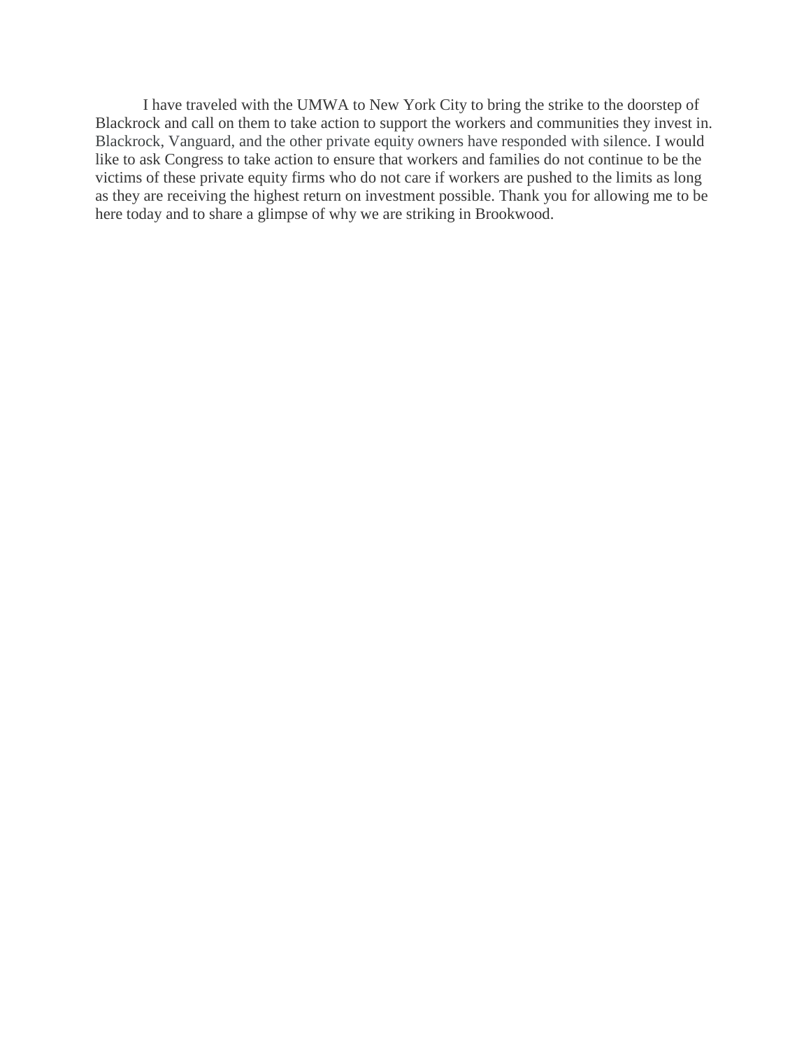I have traveled with the UMWA to New York City to bring the strike to the doorstep of Blackrock and call on them to take action to support the workers and communities they invest in. Blackrock, Vanguard, and the other private equity owners have responded with silence. I would like to ask Congress to take action to ensure that workers and families do not continue to be the victims of these private equity firms who do not care if workers are pushed to the limits as long as they are receiving the highest return on investment possible. Thank you for allowing me to be here today and to share a glimpse of why we are striking in Brookwood.